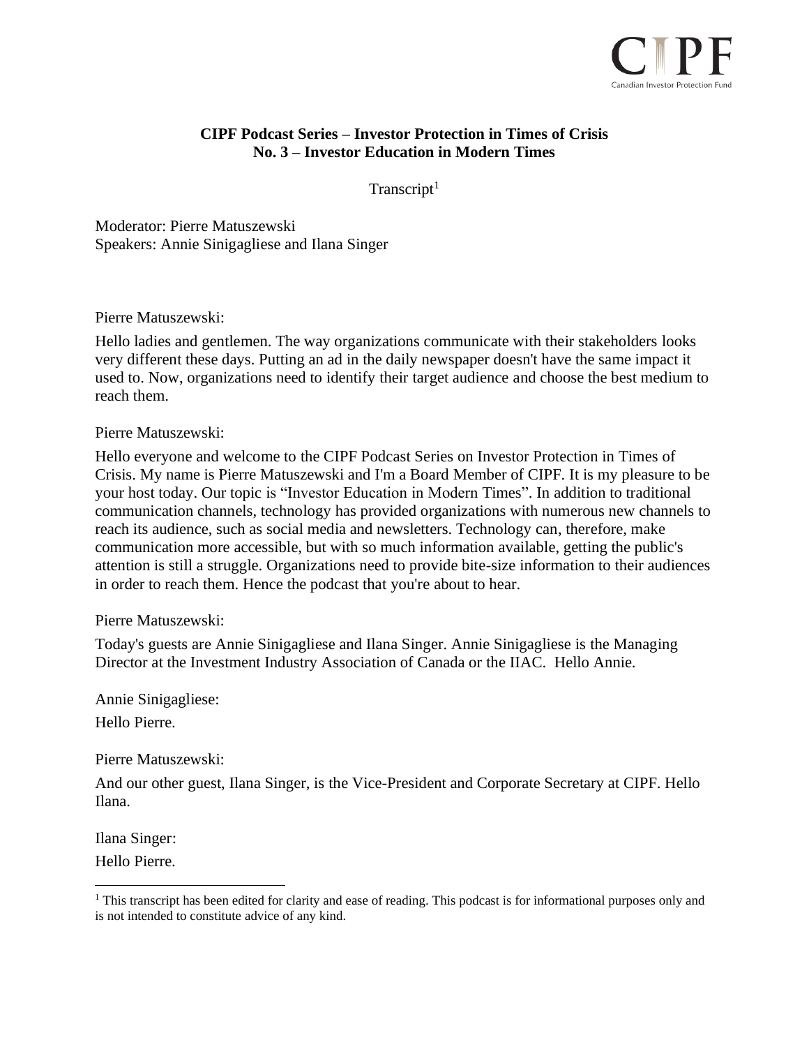**CIPF Podcast Series – Investor Protection in Times of Crisis**
**No. 3 – Investor Education in Modern Times**

Transcript[1]

Moderator: Pierre Matuszewski
Speakers: Annie Sinigagliese and Ilana Singer

Pierre Matuszewski:

Hello ladies and gentlemen. The way organizations communicate with their stakeholders looks very different these days. Putting an ad in the daily newspaper doesn't have the same impact it used to. Now, organizations need to identify their target audience and choose the best medium to reach them.

Pierre Matuszewski:

Hello everyone and welcome to the CIPF Podcast Series on Investor Protection in Times of Crisis. My name is Pierre Matuszewski and I'm a Board Member of CIPF. It is my pleasure to be your host today. Our topic is "Investor Education in Modern Times". In addition to traditional communication channels, technology has provided organizations with numerous new channels to reach its audience, such as social media and newsletters. Technology can, therefore, make communication more accessible, but with so much information available, getting the public's attention is still a struggle. Organizations need to provide bite-size information to their audiences in order to reach them. Hence the podcast that you're about to hear.

Pierre Matuszewski:

Today's guests are Annie Sinigagliese and Ilana Singer. Annie Sinigagliese is the Managing Director at the Investment Industry Association of Canada or the IIAC. Hello Annie.

Annie Sinigagliese:

Hello Pierre.

Pierre Matuszewski:

And our other guest, Ilana Singer, is the Vice-President and Corporate Secretary at CIPF. Hello Ilana.

Ilana Singer:

Hello Pierre.

---

[1] This transcript has been edited for clarity and ease of reading. This podcast is for informational purposes only and is not intended to constitute advice of any kind.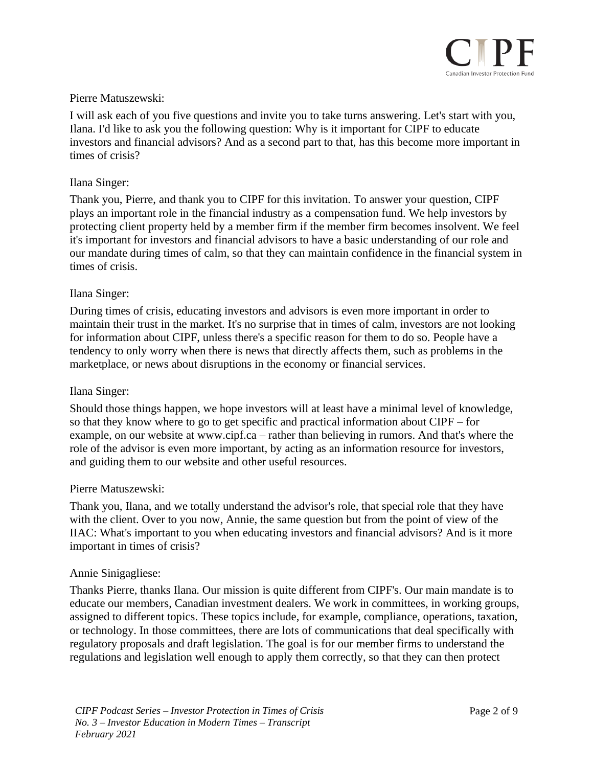Pierre Matuszewski:

I will ask each of you five questions and invite you to take turns answering. Let's start with you, Ilana. I'd like to ask you the following question: Why is it important for CIPF to educate investors and financial advisors? And as a second part to that, has this become more important in times of crisis?

Ilana Singer:

Thank you, Pierre, and thank you to CIPF for this invitation. To answer your question, CIPF plays an important role in the financial industry as a compensation fund. We help investors by protecting client property held by a member firm if the member firm becomes insolvent. We feel it's important for investors and financial advisors to have a basic understanding of our role and our mandate during times of calm, so that they can maintain confidence in the financial system in times of crisis.

Ilana Singer:

During times of crisis, educating investors and advisors is even more important in order to maintain their trust in the market. It's no surprise that in times of calm, investors are not looking for information about CIPF, unless there's a specific reason for them to do so. People have a tendency to only worry when there is news that directly affects them, such as problems in the marketplace, or news about disruptions in the economy or financial services.

Ilana Singer:

Should those things happen, we hope investors will at least have a minimal level of knowledge, so that they know where to go to get specific and practical information about CIPF – for example, on our website at www.cipf.ca – rather than believing in rumors. And that's where the role of the advisor is even more important, by acting as an information resource for investors, and guiding them to our website and other useful resources.

Pierre Matuszewski:

Thank you, Ilana, and we totally understand the advisor's role, that special role that they have with the client. Over to you now, Annie, the same question but from the point of view of the IIAC: What's important to you when educating investors and financial advisors? And is it more important in times of crisis?

Annie Sinigagliese:

Thanks Pierre, thanks Ilana. Our mission is quite different from CIPF's. Our main mandate is to educate our members, Canadian investment dealers. We work in committees, in working groups, assigned to different topics. These topics include, for example, compliance, operations, taxation, or technology. In those committees, there are lots of communications that deal specifically with regulatory proposals and draft legislation. The goal is for our member firms to understand the regulations and legislation well enough to apply them correctly, so that they can then protect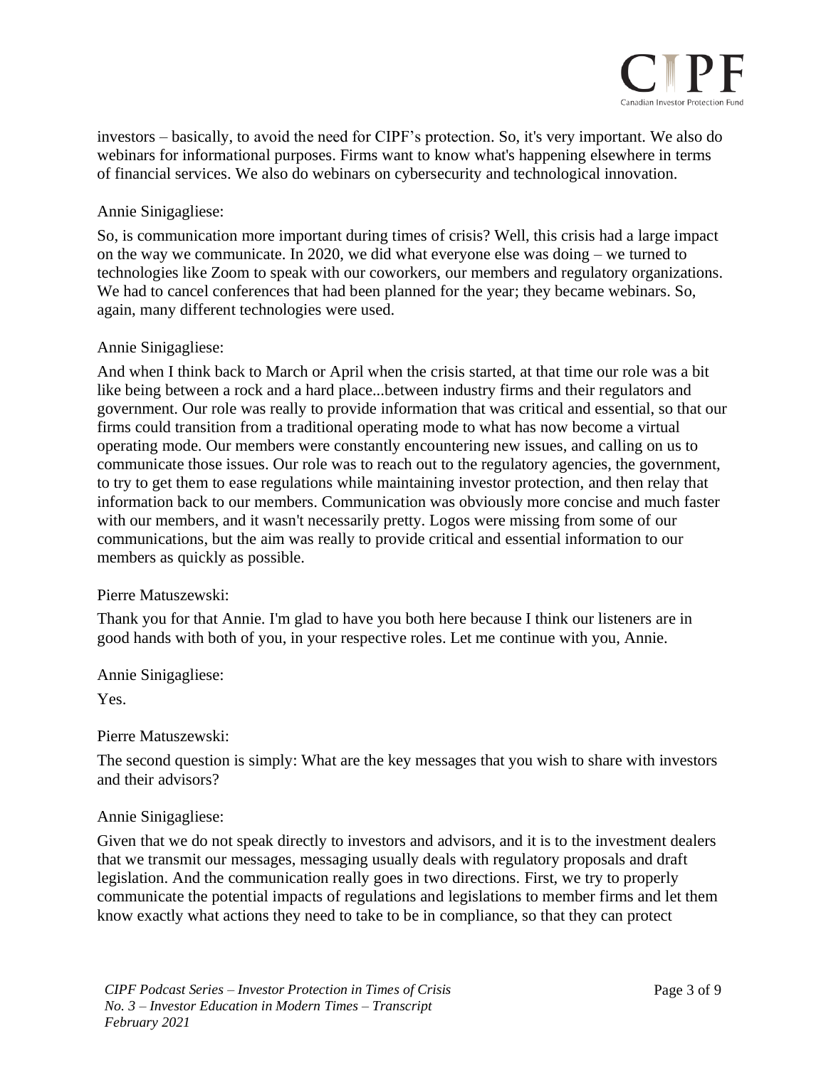investors – basically, to avoid the need for CIPF's protection. So, it's very important. We also do webinars for informational purposes. Firms want to know what's happening elsewhere in terms of financial services. We also do webinars on cybersecurity and technological innovation.

Annie Sinigagliese:

So, is communication more important during times of crisis? Well, this crisis had a large impact on the way we communicate. In 2020, we did what everyone else was doing – we turned to technologies like Zoom to speak with our coworkers, our members and regulatory organizations. We had to cancel conferences that had been planned for the year; they became webinars. So, again, many different technologies were used.

Annie Sinigagliese:

And when I think back to March or April when the crisis started, at that time our role was a bit like being between a rock and a hard place...between industry firms and their regulators and government. Our role was really to provide information that was critical and essential, so that our firms could transition from a traditional operating mode to what has now become a virtual operating mode. Our members were constantly encountering new issues, and calling on us to communicate those issues. Our role was to reach out to the regulatory agencies, the government, to try to get them to ease regulations while maintaining investor protection, and then relay that information back to our members. Communication was obviously more concise and much faster with our members, and it wasn't necessarily pretty. Logos were missing from some of our communications, but the aim was really to provide critical and essential information to our members as quickly as possible.

Pierre Matuszewski:

Thank you for that Annie. I'm glad to have you both here because I think our listeners are in good hands with both of you, in your respective roles. Let me continue with you, Annie.

Annie Sinigagliese:

Yes.

Pierre Matuszewski:

The second question is simply: What are the key messages that you wish to share with investors and their advisors?

Annie Sinigagliese:

Given that we do not speak directly to investors and advisors, and it is to the investment dealers that we transmit our messages, messaging usually deals with regulatory proposals and draft legislation. And the communication really goes in two directions. First, we try to properly communicate the potential impacts of regulations and legislations to member firms and let them know exactly what actions they need to take to be in compliance, so that they can protect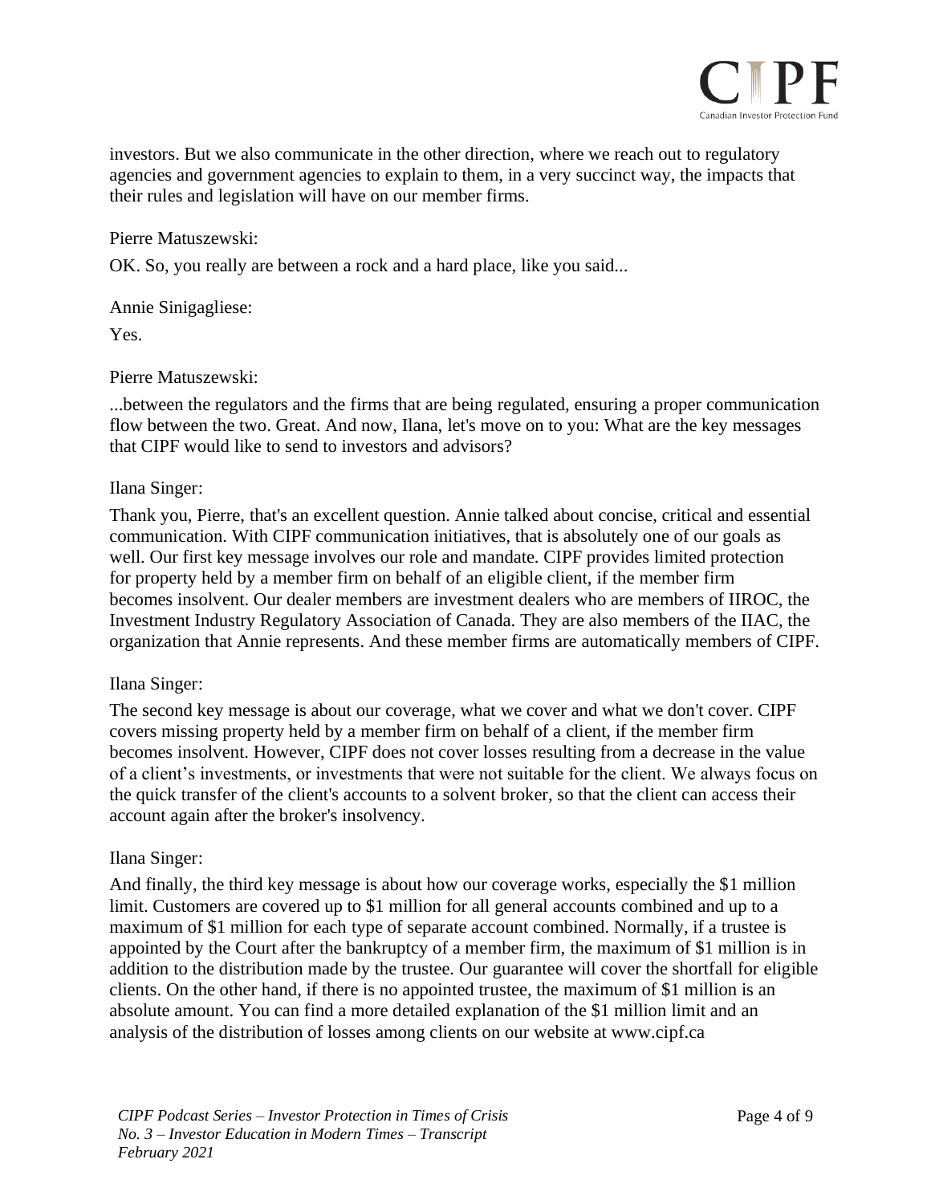investors. But we also communicate in the other direction, where we reach out to regulatory agencies and government agencies to explain to them, in a very succinct way, the impacts that their rules and legislation will have on our member firms.

Pierre Matuszewski:

OK. So, you really are between a rock and a hard place, like you said...

Annie Sinigagliese:

Yes.

Pierre Matuszewski:

...between the regulators and the firms that are being regulated, ensuring a proper communication flow between the two. Great. And now, Ilana, let's move on to you: What are the key messages that CIPF would like to send to investors and advisors?

Ilana Singer:

Thank you, Pierre, that's an excellent question. Annie talked about concise, critical and essential communication. With CIPF communication initiatives, that is absolutely one of our goals as well. Our first key message involves our role and mandate. CIPF provides limited protection for property held by a member firm on behalf of an eligible client, if the member firm becomes insolvent. Our dealer members are investment dealers who are members of IIROC, the Investment Industry Regulatory Association of Canada. They are also members of the IIAC, the organization that Annie represents. And these member firms are automatically members of CIPF.

Ilana Singer:

The second key message is about our coverage, what we cover and what we don't cover. CIPF covers missing property held by a member firm on behalf of a client, if the member firm becomes insolvent. However, CIPF does not cover losses resulting from a decrease in the value of a client's investments, or investments that were not suitable for the client. We always focus on the quick transfer of the client's accounts to a solvent broker, so that the client can access their account again after the broker's insolvency.

Ilana Singer:

And finally, the third key message is about how our coverage works, especially the $1 million limit. Customers are covered up to $1 million for all general accounts combined and up to a maximum of $1 million for each type of separate account combined. Normally, if a trustee is appointed by the Court after the bankruptcy of a member firm, the maximum of $1 million is in addition to the distribution made by the trustee. Our guarantee will cover the shortfall for eligible clients. On the other hand, if there is no appointed trustee, the maximum of $1 million is an absolute amount. You can find a more detailed explanation of the $1 million limit and an analysis of the distribution of losses among clients on our website at www.cipf.ca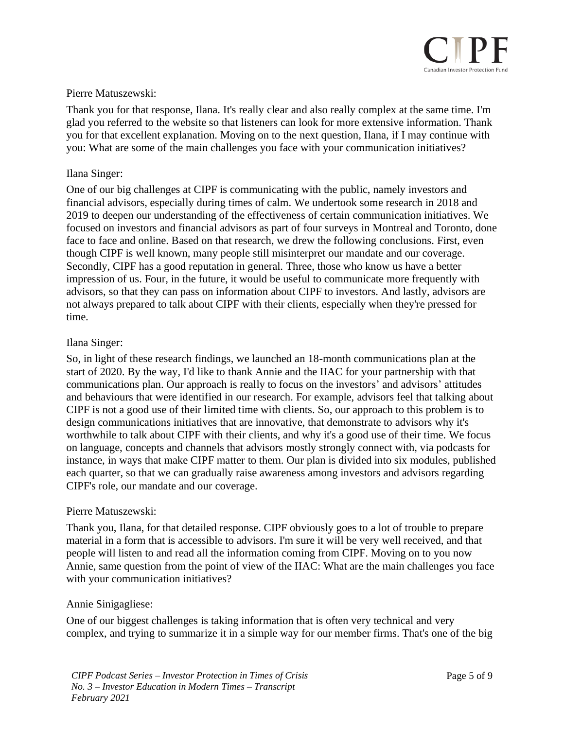Pierre Matuszewski:

Thank you for that response, Ilana. It's really clear and also really complex at the same time. I'm glad you referred to the website so that listeners can look for more extensive information. Thank you for that excellent explanation. Moving on to the next question, Ilana, if I may continue with you: What are some of the main challenges you face with your communication initiatives?

Ilana Singer:

One of our big challenges at CIPF is communicating with the public, namely investors and financial advisors, especially during times of calm. We undertook some research in 2018 and 2019 to deepen our understanding of the effectiveness of certain communication initiatives. We focused on investors and financial advisors as part of four surveys in Montreal and Toronto, done face to face and online. Based on that research, we drew the following conclusions. First, even though CIPF is well known, many people still misinterpret our mandate and our coverage. Secondly, CIPF has a good reputation in general. Three, those who know us have a better impression of us. Four, in the future, it would be useful to communicate more frequently with advisors, so that they can pass on information about CIPF to investors. And lastly, advisors are not always prepared to talk about CIPF with their clients, especially when they're pressed for time.

Ilana Singer:

So, in light of these research findings, we launched an 18-month communications plan at the start of 2020. By the way, I'd like to thank Annie and the IIAC for your partnership with that communications plan. Our approach is really to focus on the investors' and advisors' attitudes and behaviours that were identified in our research. For example, advisors feel that talking about CIPF is not a good use of their limited time with clients. So, our approach to this problem is to design communications initiatives that are innovative, that demonstrate to advisors why it's worthwhile to talk about CIPF with their clients, and why it's a good use of their time. We focus on language, concepts and channels that advisors mostly strongly connect with, via podcasts for instance, in ways that make CIPF matter to them. Our plan is divided into six modules, published each quarter, so that we can gradually raise awareness among investors and advisors regarding CIPF's role, our mandate and our coverage.

Pierre Matuszewski:

Thank you, Ilana, for that detailed response. CIPF obviously goes to a lot of trouble to prepare material in a form that is accessible to advisors. I'm sure it will be very well received, and that people will listen to and read all the information coming from CIPF. Moving on to you now Annie, same question from the point of view of the IIAC: What are the main challenges you face with your communication initiatives?

Annie Sinigagliese:

One of our biggest challenges is taking information that is often very technical and very complex, and trying to summarize it in a simple way for our member firms. That's one of the big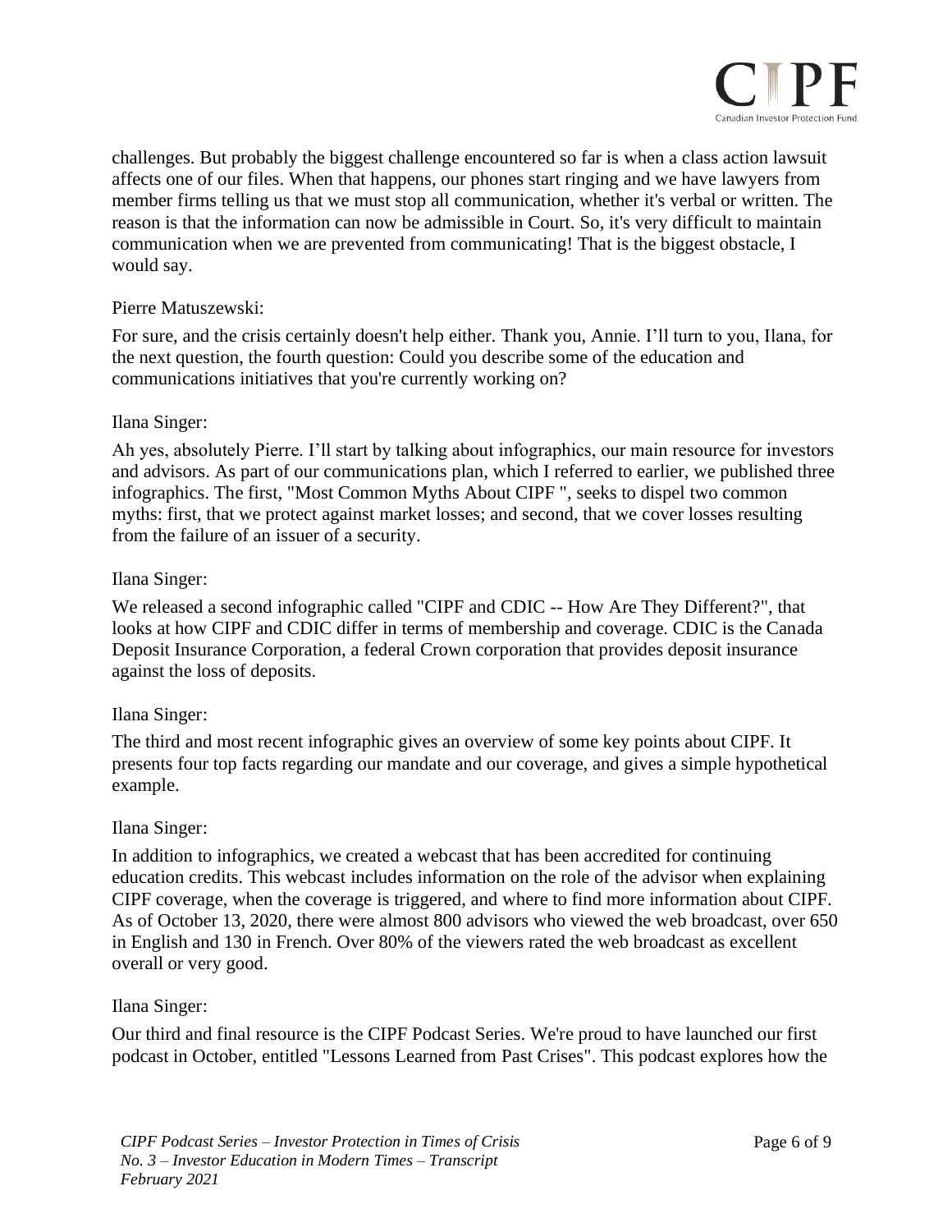challenges. But probably the biggest challenge encountered so far is when a class action lawsuit affects one of our files. When that happens, our phones start ringing and we have lawyers from member firms telling us that we must stop all communication, whether it's verbal or written. The reason is that the information can now be admissible in Court. So, it's very difficult to maintain communication when we are prevented from communicating! That is the biggest obstacle, I would say.

Pierre Matuszewski:

For sure, and the crisis certainly doesn't help either. Thank you, Annie. I'll turn to you, Ilana, for the next question, the fourth question: Could you describe some of the education and communications initiatives that you're currently working on?

Ilana Singer:

Ah yes, absolutely Pierre. I'll start by talking about infographics, our main resource for investors and advisors. As part of our communications plan, which I referred to earlier, we published three infographics. The first, "Most Common Myths About CIPF ", seeks to dispel two common myths: first, that we protect against market losses; and second, that we cover losses resulting from the failure of an issuer of a security.

Ilana Singer:

We released a second infographic called "CIPF and CDIC -- How Are They Different?", that looks at how CIPF and CDIC differ in terms of membership and coverage. CDIC is the Canada Deposit Insurance Corporation, a federal Crown corporation that provides deposit insurance against the loss of deposits.

Ilana Singer:

The third and most recent infographic gives an overview of some key points about CIPF. It presents four top facts regarding our mandate and our coverage, and gives a simple hypothetical example.

Ilana Singer:

In addition to infographics, we created a webcast that has been accredited for continuing education credits. This webcast includes information on the role of the advisor when explaining CIPF coverage, when the coverage is triggered, and where to find more information about CIPF. As of October 13, 2020, there were almost 800 advisors who viewed the web broadcast, over 650 in English and 130 in French. Over 80% of the viewers rated the web broadcast as excellent overall or very good.

Ilana Singer:

Our third and final resource is the CIPF Podcast Series. We're proud to have launched our first podcast in October, entitled "Lessons Learned from Past Crises". This podcast explores how the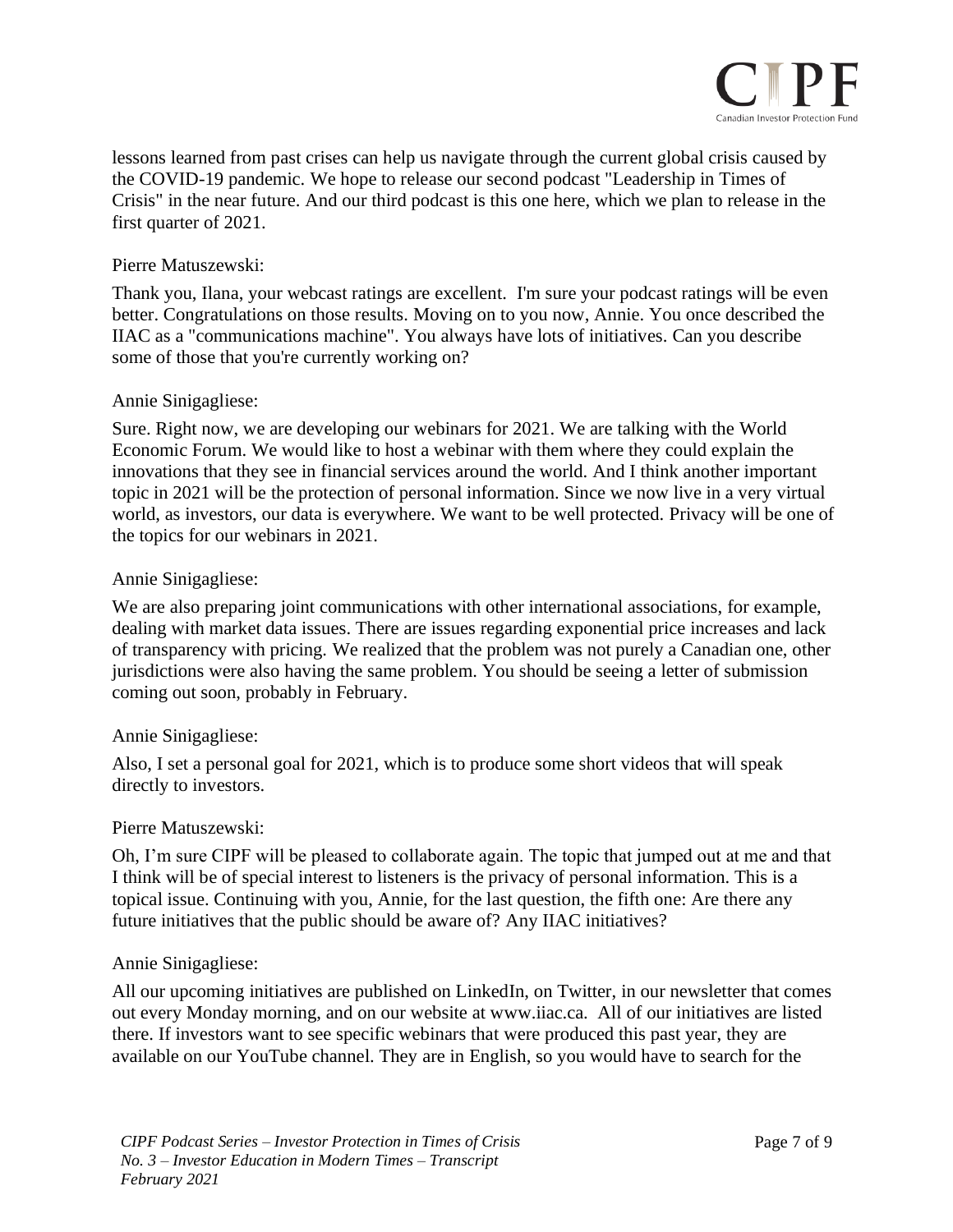lessons learned from past crises can help us navigate through the current global crisis caused by the COVID-19 pandemic. We hope to release our second podcast "Leadership in Times of Crisis" in the near future. And our third podcast is this one here, which we plan to release in the first quarter of 2021.

Pierre Matuszewski:

Thank you, Ilana, your webcast ratings are excellent. I'm sure your podcast ratings will be even better. Congratulations on those results. Moving on to you now, Annie. You once described the IIAC as a "communications machine". You always have lots of initiatives. Can you describe some of those that you're currently working on?

Annie Sinigagliese:

Sure. Right now, we are developing our webinars for 2021. We are talking with the World Economic Forum. We would like to host a webinar with them where they could explain the innovations that they see in financial services around the world. And I think another important topic in 2021 will be the protection of personal information. Since we now live in a very virtual world, as investors, our data is everywhere. We want to be well protected. Privacy will be one of the topics for our webinars in 2021.

Annie Sinigagliese:

We are also preparing joint communications with other international associations, for example, dealing with market data issues. There are issues regarding exponential price increases and lack of transparency with pricing. We realized that the problem was not purely a Canadian one, other jurisdictions were also having the same problem. You should be seeing a letter of submission coming out soon, probably in February.

Annie Sinigagliese:

Also, I set a personal goal for 2021, which is to produce some short videos that will speak directly to investors.

Pierre Matuszewski:

Oh, I'm sure CIPF will be pleased to collaborate again. The topic that jumped out at me and that I think will be of special interest to listeners is the privacy of personal information. This is a topical issue. Continuing with you, Annie, for the last question, the fifth one: Are there any future initiatives that the public should be aware of? Any IIAC initiatives?

Annie Sinigagliese:

All our upcoming initiatives are published on LinkedIn, on Twitter, in our newsletter that comes out every Monday morning, and on our website at www.iiac.ca. All of our initiatives are listed there. If investors want to see specific webinars that were produced this past year, they are available on our YouTube channel. They are in English, so you would have to search for the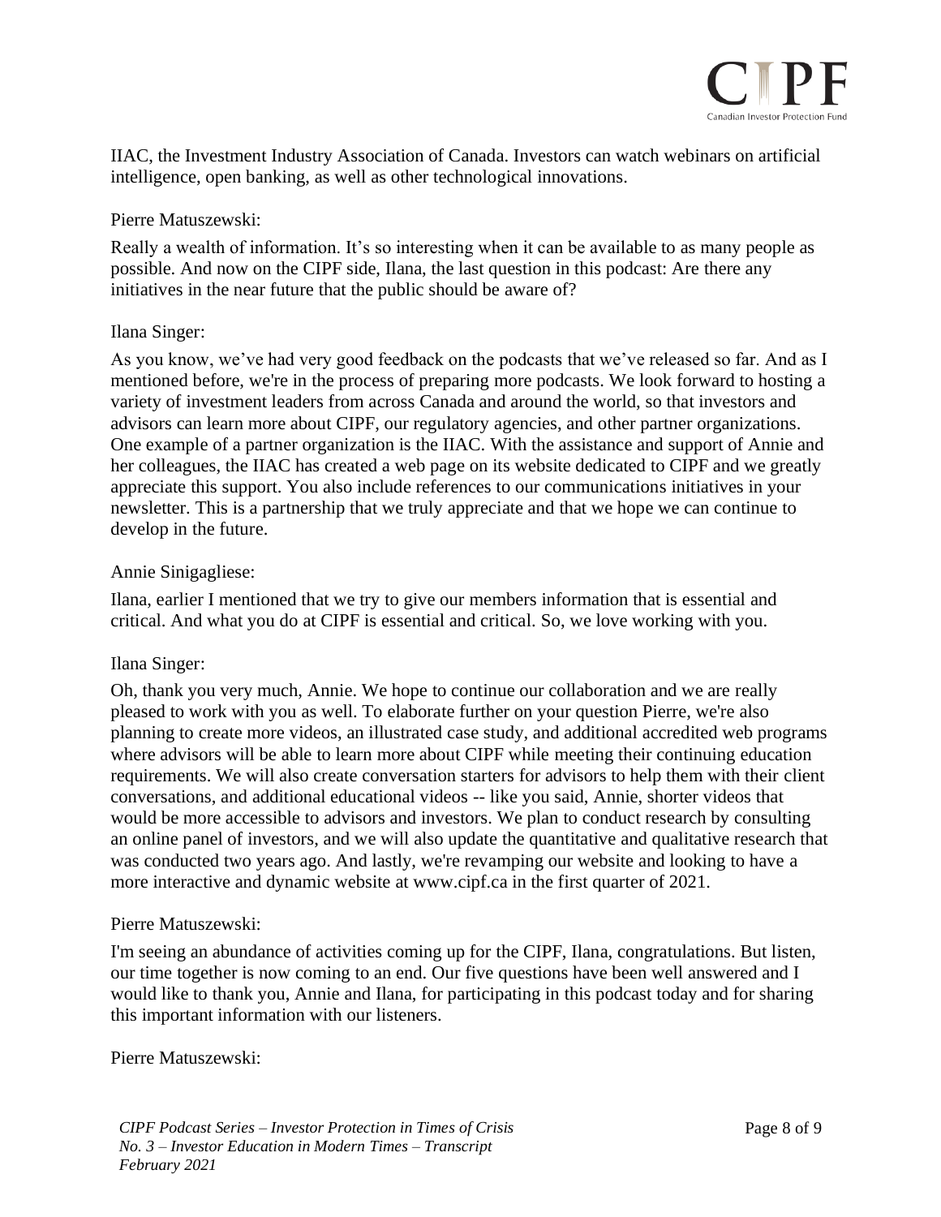IIAC, the Investment Industry Association of Canada. Investors can watch webinars on artificial intelligence, open banking, as well as other technological innovations.

Pierre Matuszewski:

Really a wealth of information. It's so interesting when it can be available to as many people as possible. And now on the CIPF side, Ilana, the last question in this podcast: Are there any initiatives in the near future that the public should be aware of?

Ilana Singer:

As you know, we've had very good feedback on the podcasts that we've released so far. And as I mentioned before, we're in the process of preparing more podcasts. We look forward to hosting a variety of investment leaders from across Canada and around the world, so that investors and advisors can learn more about CIPF, our regulatory agencies, and other partner organizations. One example of a partner organization is the IIAC. With the assistance and support of Annie and her colleagues, the IIAC has created a web page on its website dedicated to CIPF and we greatly appreciate this support. You also include references to our communications initiatives in your newsletter. This is a partnership that we truly appreciate and that we hope we can continue to develop in the future.

Annie Sinigagliese:

Ilana, earlier I mentioned that we try to give our members information that is essential and critical. And what you do at CIPF is essential and critical. So, we love working with you.

Ilana Singer:

Oh, thank you very much, Annie. We hope to continue our collaboration and we are really pleased to work with you as well. To elaborate further on your question Pierre, we're also planning to create more videos, an illustrated case study, and additional accredited web programs where advisors will be able to learn more about CIPF while meeting their continuing education requirements. We will also create conversation starters for advisors to help them with their client conversations, and additional educational videos -- like you said, Annie, shorter videos that would be more accessible to advisors and investors. We plan to conduct research by consulting an online panel of investors, and we will also update the quantitative and qualitative research that was conducted two years ago. And lastly, we're revamping our website and looking to have a more interactive and dynamic website at www.cipf.ca in the first quarter of 2021.

Pierre Matuszewski:

I'm seeing an abundance of activities coming up for the CIPF, Ilana, congratulations. But listen, our time together is now coming to an end. Our five questions have been well answered and I would like to thank you, Annie and Ilana, for participating in this podcast today and for sharing this important information with our listeners.

Pierre Matuszewski: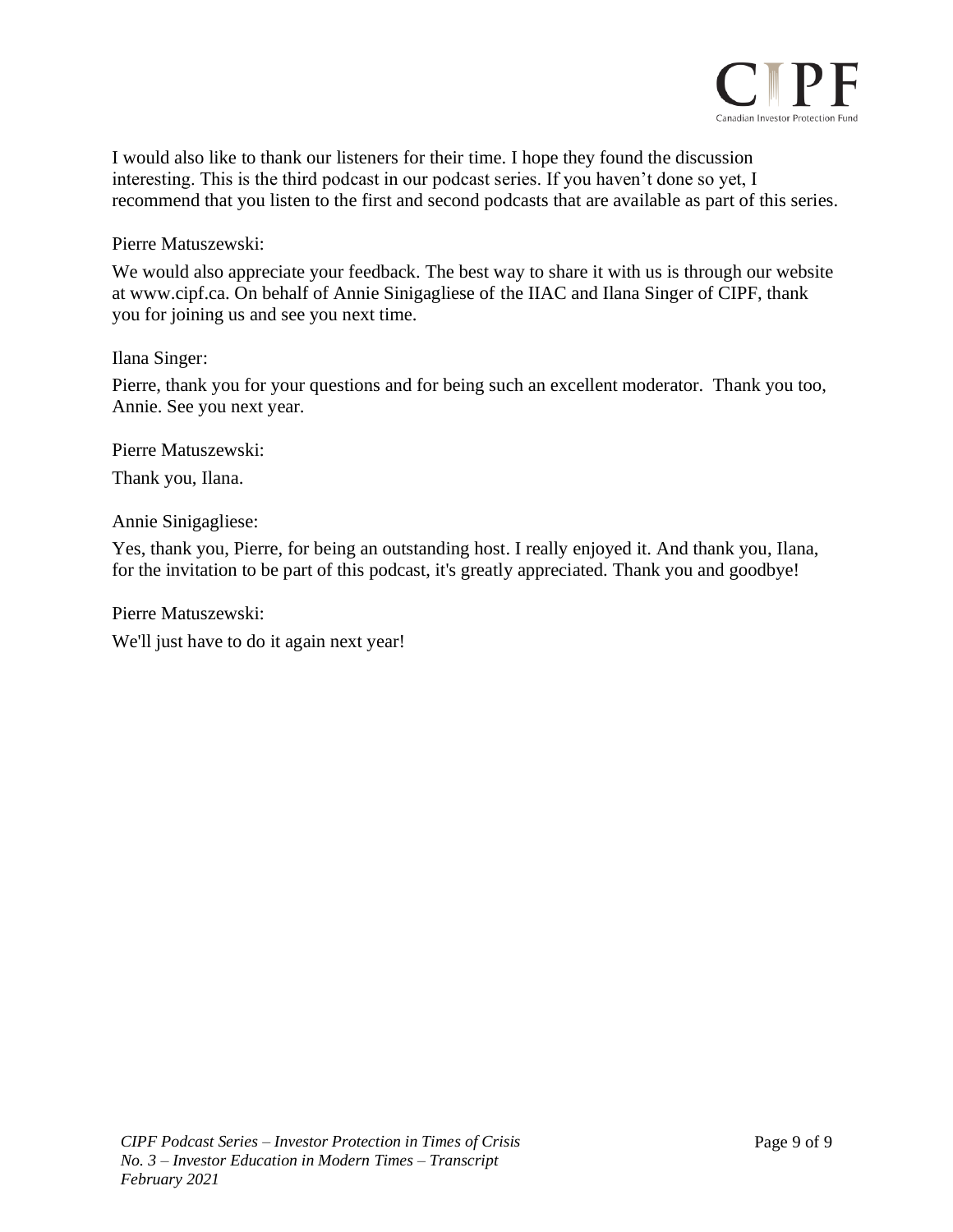I would also like to thank our listeners for their time. I hope they found the discussion interesting. This is the third podcast in our podcast series. If you haven't done so yet, I recommend that you listen to the first and second podcasts that are available as part of this series.

Pierre Matuszewski:

We would also appreciate your feedback. The best way to share it with us is through our website at www.cipf.ca. On behalf of Annie Sinigagliese of the IIAC and Ilana Singer of CIPF, thank you for joining us and see you next time.

Ilana Singer:

Pierre, thank you for your questions and for being such an excellent moderator. Thank you too, Annie. See you next year.

Pierre Matuszewski:

Thank you, Ilana.

Annie Sinigagliese:

Yes, thank you, Pierre, for being an outstanding host. I really enjoyed it. And thank you, Ilana, for the invitation to be part of this podcast, it's greatly appreciated. Thank you and goodbye!

Pierre Matuszewski:

We'll just have to do it again next year!